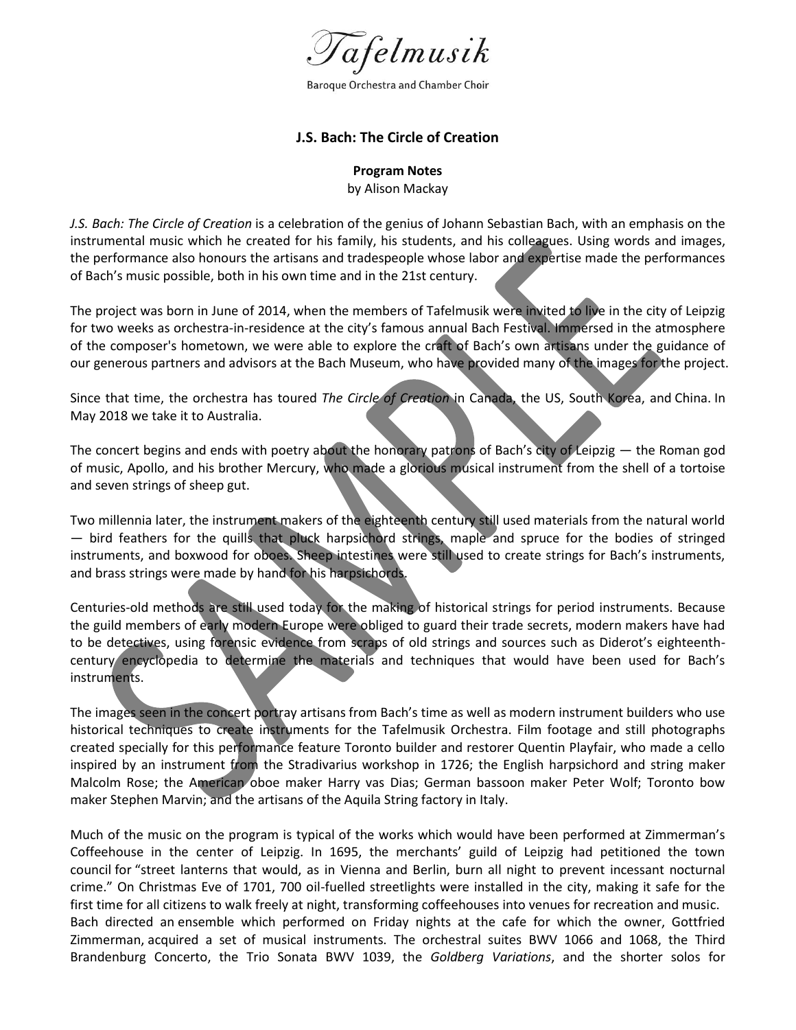Tafelmusik

Baroque Orchestra and Chamber Choir

## J.S. Bach: The Circle of Creation

**Program Notes**
by Alison Mackay

*J.S. Bach: The Circle of Creation* is a celebration of the genius of Johann Sebastian Bach, with an emphasis on the instrumental music which he created for his family, his students, and his colleagues. Using words and images, the performance also honours the artisans and tradespeople whose labor and expertise made the performances of Bach's music possible, both in his own time and in the 21st century.

The project was born in June of 2014, when the members of Tafelmusik were invited to live in the city of Leipzig for two weeks as orchestra-in-residence at the city's famous annual Bach Festival. Immersed in the atmosphere of the composer's hometown, we were able to explore the craft of Bach's own artisans under the guidance of our generous partners and advisors at the Bach Museum, who have provided many of the images for the project.

Since that time, the orchestra has toured *The Circle of Creation* in Canada, the US, South Korea, and China. In May 2018 we take it to Australia.

The concert begins and ends with poetry about the honorary patrons of Bach's city of Leipzig — the Roman god of music, Apollo, and his brother Mercury, who made a glorious musical instrument from the shell of a tortoise and seven strings of sheep gut.

Two millennia later, the instrument makers of the eighteenth century still used materials from the natural world — bird feathers for the quills that pluck harpsichord strings, maple and spruce for the bodies of stringed instruments, and boxwood for oboes. Sheep intestines were still used to create strings for Bach's instruments, and brass strings were made by hand for his harpsichords.

Centuries-old methods are still used today for the making of historical strings for period instruments. Because the guild members of early modern Europe were obliged to guard their trade secrets, modern makers have had to be detectives, using forensic evidence from scraps of old strings and sources such as Diderot's eighteenth-century encyclopedia to determine the materials and techniques that would have been used for Bach's instruments.

The images seen in the concert portray artisans from Bach's time as well as modern instrument builders who use historical techniques to create instruments for the Tafelmusik Orchestra. Film footage and still photographs created specially for this performance feature Toronto builder and restorer Quentin Playfair, who made a cello inspired by an instrument from the Stradivarius workshop in 1726; the English harpsichord and string maker Malcolm Rose; the American oboe maker Harry vas Dias; German bassoon maker Peter Wolf; Toronto bow maker Stephen Marvin; and the artisans of the Aquila String factory in Italy.

Much of the music on the program is typical of the works which would have been performed at Zimmerman's Coffeehouse in the center of Leipzig. In 1695, the merchants' guild of Leipzig had petitioned the town council for "street lanterns that would, as in Vienna and Berlin, burn all night to prevent incessant nocturnal crime." On Christmas Eve of 1701, 700 oil-fuelled streetlights were installed in the city, making it safe for the first time for all citizens to walk freely at night, transforming coffeehouses into venues for recreation and music. Bach directed an ensemble which performed on Friday nights at the cafe for which the owner, Gottfried Zimmerman, acquired a set of musical instruments. The orchestral suites BWV 1066 and 1068, the Third Brandenburg Concerto, the Trio Sonata BWV 1039, the *Goldberg Variations*, and the shorter solos for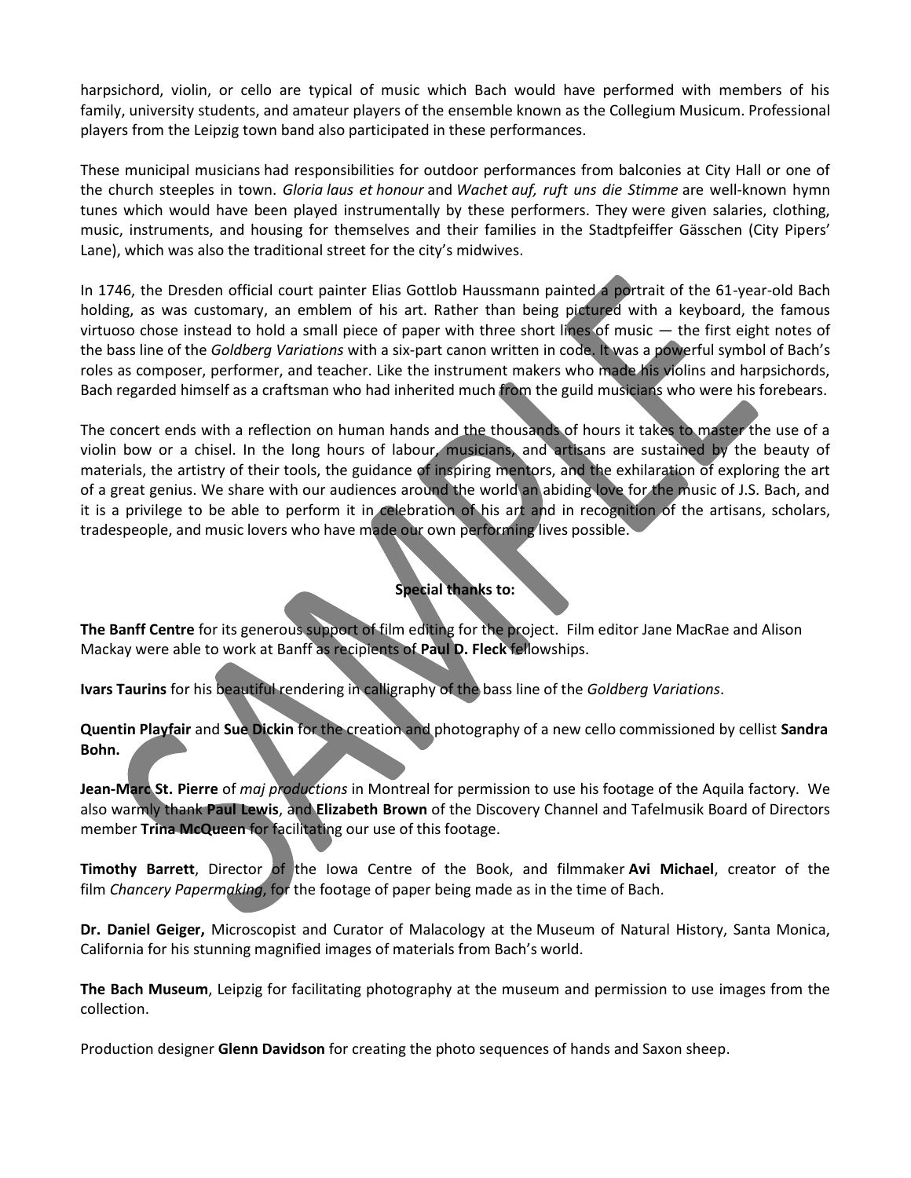harpsichord, violin, or cello are typical of music which Bach would have performed with members of his family, university students, and amateur players of the ensemble known as the Collegium Musicum. Professional players from the Leipzig town band also participated in these performances.

These municipal musicians had responsibilities for outdoor performances from balconies at City Hall or one of the church steeples in town. *Gloria laus et honour* and *Wachet auf, ruft uns die Stimme* are well-known hymn tunes which would have been played instrumentally by these performers. They were given salaries, clothing, music, instruments, and housing for themselves and their families in the Stadtpfeiffer Gässchen (City Pipers' Lane), which was also the traditional street for the city's midwives.

In 1746, the Dresden official court painter Elias Gottlob Haussmann painted a portrait of the 61-year-old Bach holding, as was customary, an emblem of his art. Rather than being pictured with a keyboard, the famous virtuoso chose instead to hold a small piece of paper with three short lines of music — the first eight notes of the bass line of the *Goldberg Variations* with a six-part canon written in code. It was a powerful symbol of Bach's roles as composer, performer, and teacher. Like the instrument makers who made his violins and harpsichords, Bach regarded himself as a craftsman who had inherited much from the guild musicians who were his forebears.

The concert ends with a reflection on human hands and the thousands of hours it takes to master the use of a violin bow or a chisel. In the long hours of labour, musicians, and artisans are sustained by the beauty of materials, the artistry of their tools, the guidance of inspiring mentors, and the exhilaration of exploring the art of a great genius. We share with our audiences around the world an abiding love for the music of J.S. Bach, and it is a privilege to be able to perform it in celebration of his art and in recognition of the artisans, scholars, tradespeople, and music lovers who have made our own performing lives possible.

**Special thanks to:**

**The Banff Centre** for its generous support of film editing for the project. Film editor Jane MacRae and Alison Mackay were able to work at Banff as recipients of **Paul D. Fleck** fellowships.

**Ivars Taurins** for his beautiful rendering in calligraphy of the bass line of the *Goldberg Variations*.

**Quentin Playfair** and **Sue Dickin** for the creation and photography of a new cello commissioned by cellist **Sandra Bohn.**

**Jean-Marc St. Pierre** of *maj productions* in Montreal for permission to use his footage of the Aquila factory. We also warmly thank **Paul Lewis**, and **Elizabeth Brown** of the Discovery Channel and Tafelmusik Board of Directors member **Trina McQueen** for facilitating our use of this footage.

**Timothy Barrett**, Director of the Iowa Centre of the Book, and filmmaker **Avi Michael**, creator of the film *Chancery Papermaking*, for the footage of paper being made as in the time of Bach.

**Dr. Daniel Geiger,** Microscopist and Curator of Malacology at the Museum of Natural History, Santa Monica, California for his stunning magnified images of materials from Bach's world.

**The Bach Museum**, Leipzig for facilitating photography at the museum and permission to use images from the collection.

Production designer **Glenn Davidson** for creating the photo sequences of hands and Saxon sheep.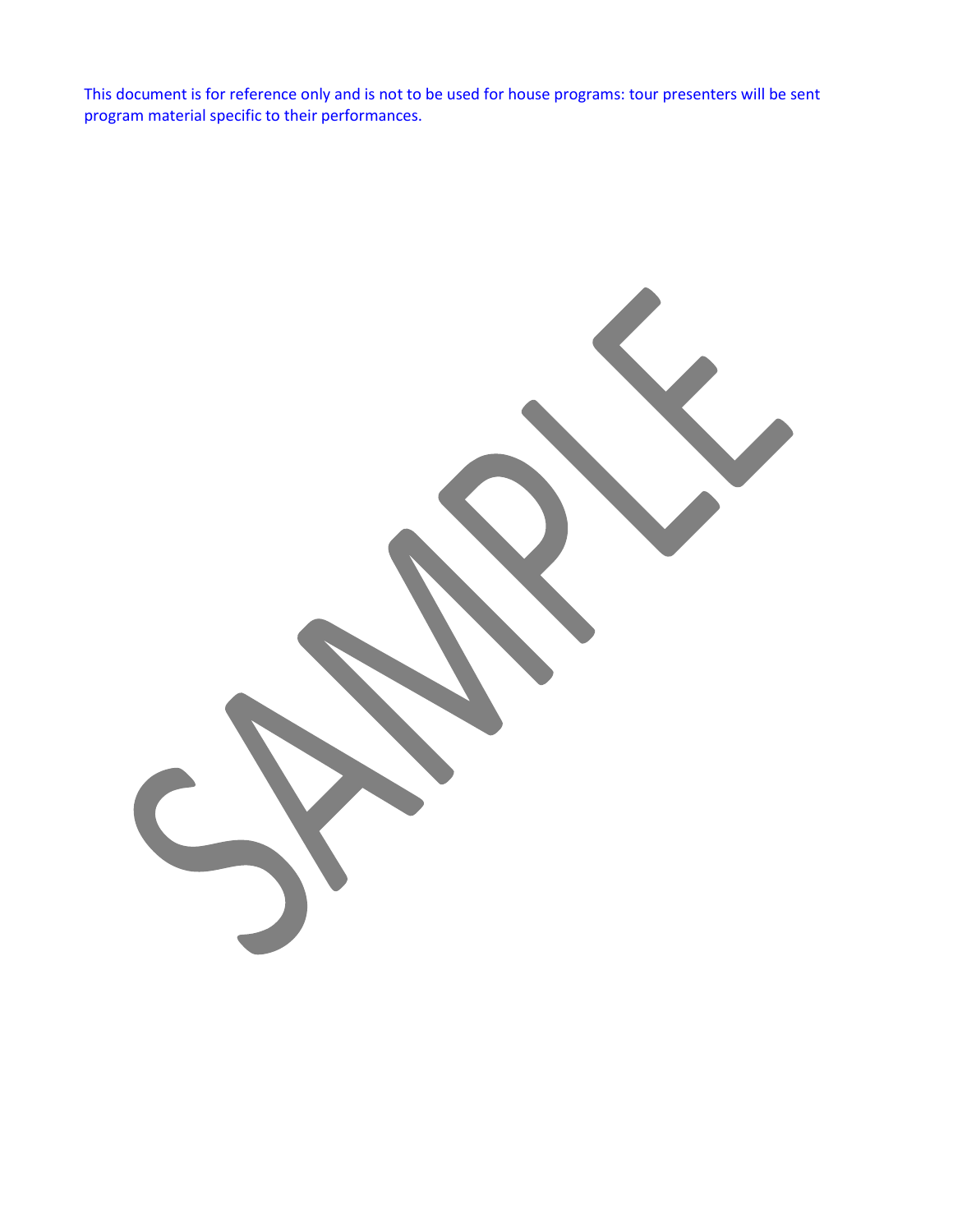This document is for reference only and is not to be used for house programs: tour presenters will be sent program material specific to their performances.

SAMPLE